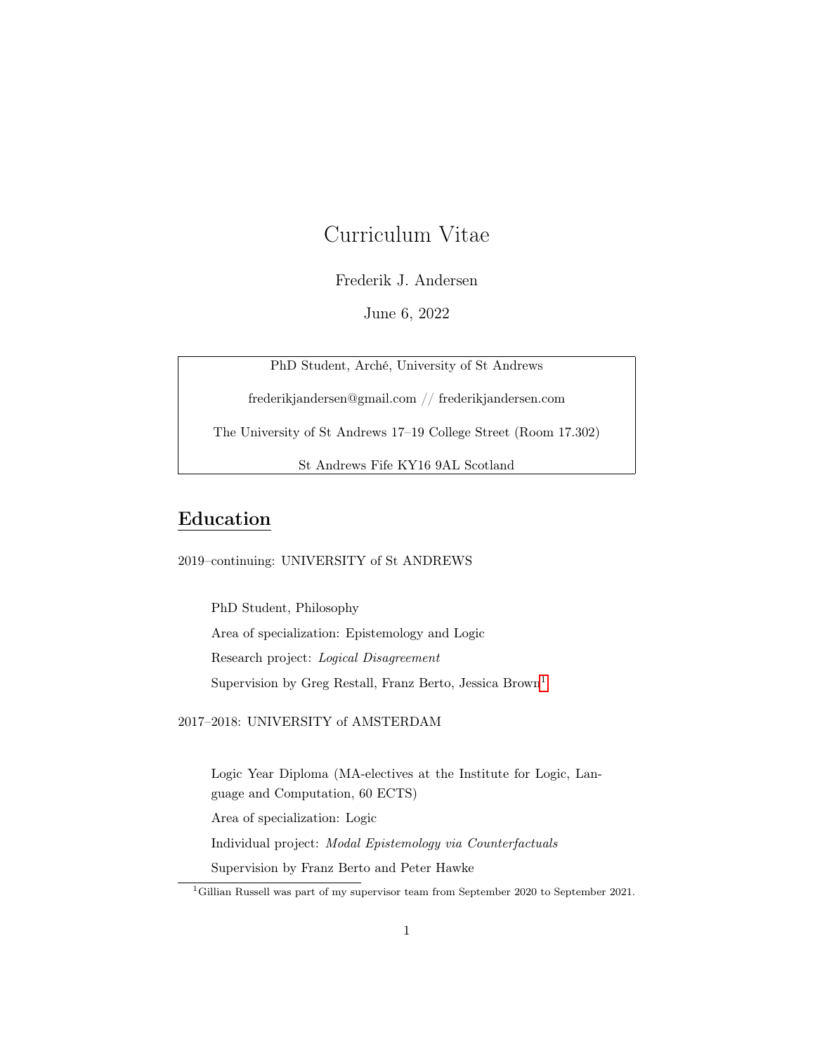# Curriculum Vitae

Frederik J. Andersen

June 6, 2022

PhD Student, Arché, University of St Andrews

frederikjandersen@gmail.com // frederikjandersen.com

The University of St Andrews 17–19 College Street (Room 17.302)

St Andrews Fife KY16 9AL Scotland

## Education

2019–continuing: UNIVERSITY of St ANDREWS

PhD Student, Philosophy

Area of specialization: Epistemology and Logic

Research project: *Logical Disagreement*

Supervision by Greg Restall, Franz Berto, Jessica Brown[1]

2017–2018: UNIVERSITY of AMSTERDAM

Logic Year Diploma (MA-electives at the Institute for Logic, Language and Computation, 60 ECTS)

Area of specialization: Logic

Individual project: *Modal Epistemology via Counterfactuals*

Supervision by Franz Berto and Peter Hawke

[1] Gillian Russell was part of my supervisor team from September 2020 to September 2021.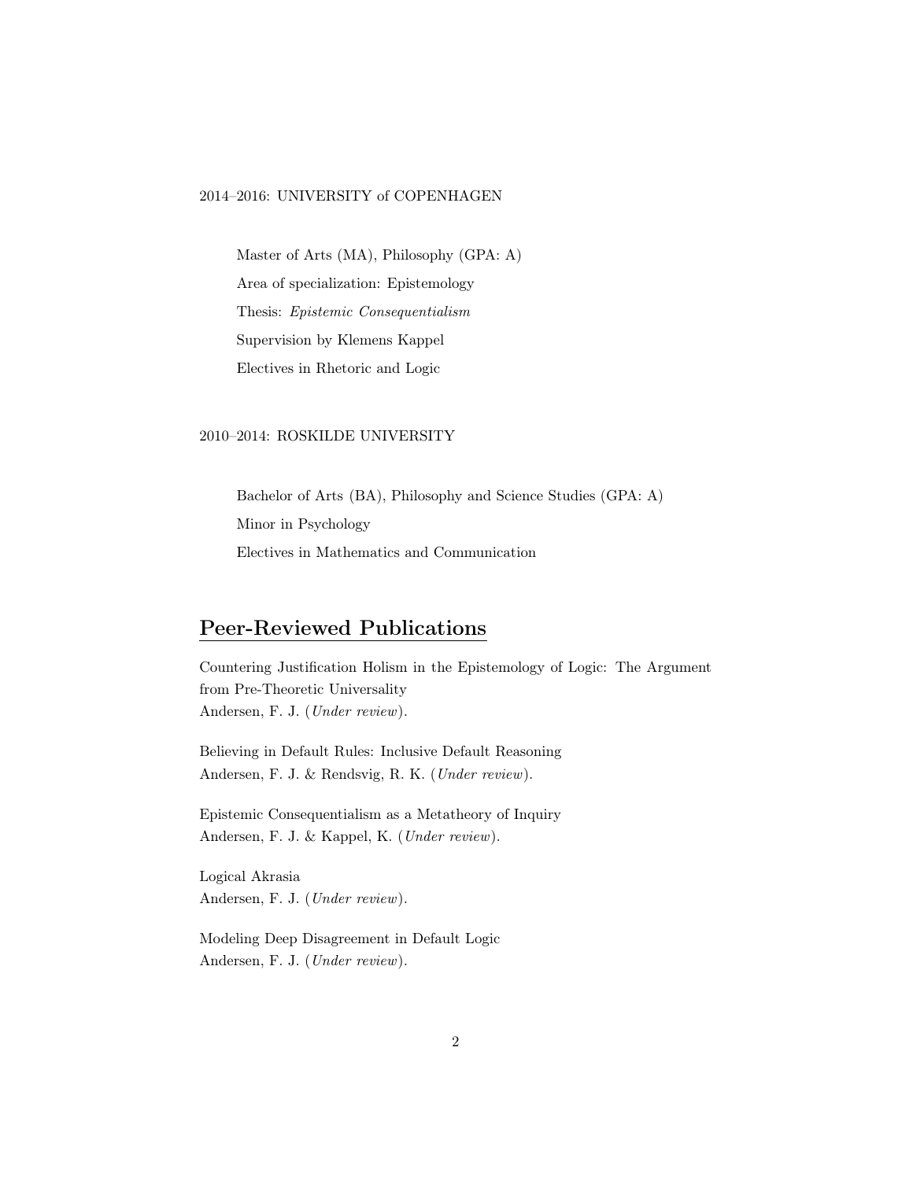2014–2016: UNIVERSITY of COPENHAGEN

Master of Arts (MA), Philosophy (GPA: A)

Area of specialization: Epistemology

Thesis: *Epistemic Consequentialism*

Supervision by Klemens Kappel

Electives in Rhetoric and Logic

2010–2014: ROSKILDE UNIVERSITY

Bachelor of Arts (BA), Philosophy and Science Studies (GPA: A)

Minor in Psychology

Electives in Mathematics and Communication

## Peer-Reviewed Publications

Countering Justification Holism in the Epistemology of Logic: The Argument from Pre-Theoretic Universality
Andersen, F. J. (*Under review*).

Believing in Default Rules: Inclusive Default Reasoning
Andersen, F. J. & Rendsvig, R. K. (*Under review*).

Epistemic Consequentialism as a Metatheory of Inquiry
Andersen, F. J. & Kappel, K. (*Under review*).

Logical Akrasia
Andersen, F. J. (*Under review*).

Modeling Deep Disagreement in Default Logic
Andersen, F. J. (*Under review*).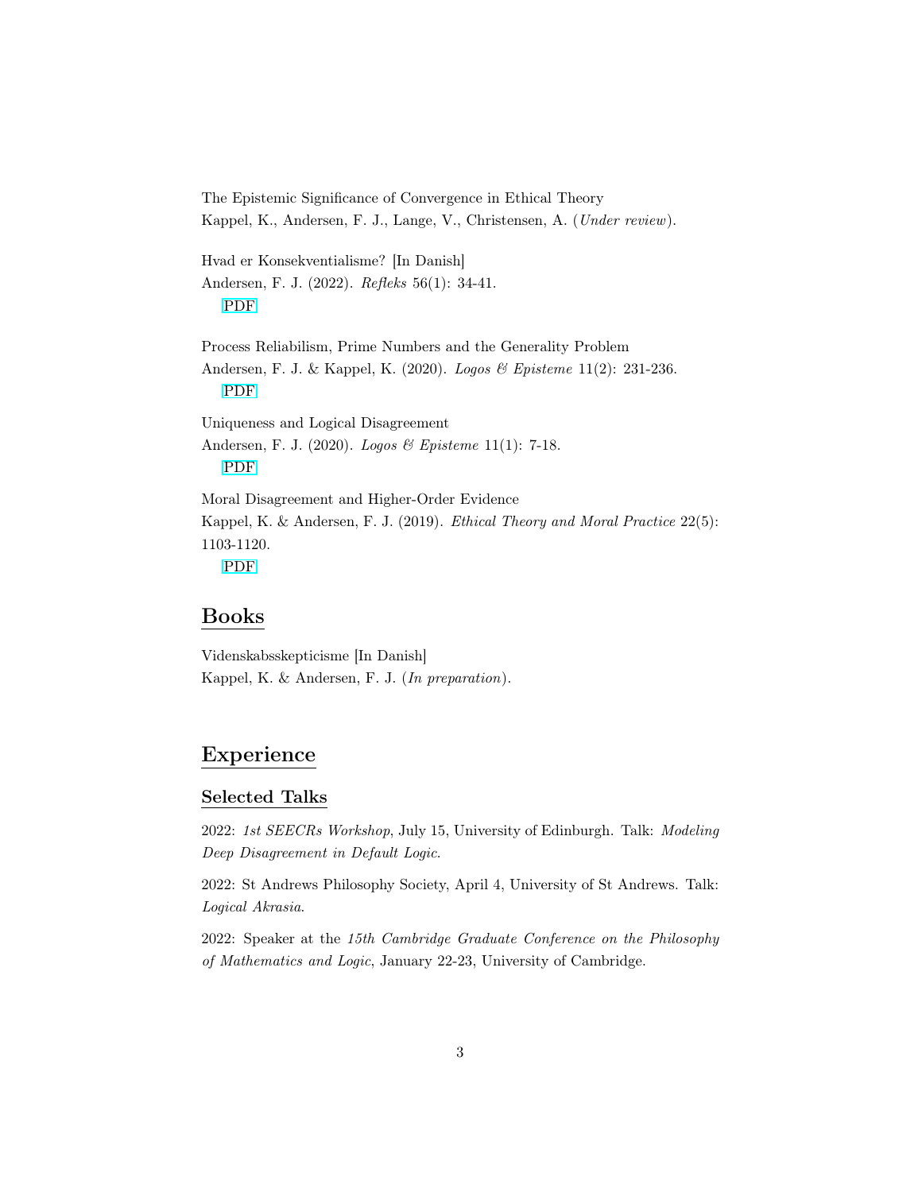The Epistemic Significance of Convergence in Ethical Theory
Kappel, K., Andersen, F. J., Lange, V., Christensen, A. (*Under review*).

Hvad er Konsekventialisme? [In Danish]
Andersen, F. J. (2022). *Refleks* 56(1): 34-41.
PDF

Process Reliabilism, Prime Numbers and the Generality Problem
Andersen, F. J. & Kappel, K. (2020). *Logos & Episteme* 11(2): 231-236.
PDF

Uniqueness and Logical Disagreement
Andersen, F. J. (2020). *Logos & Episteme* 11(1): 7-18.
PDF

Moral Disagreement and Higher-Order Evidence
Kappel, K. & Andersen, F. J. (2019). *Ethical Theory and Moral Practice* 22(5): 1103-1120.
PDF

## Books

Videnskabsskepticisme [In Danish]
Kappel, K. & Andersen, F. J. (*In preparation*).

## Experience

### Selected Talks

2022: *1st SEECRs Workshop*, July 15, University of Edinburgh. Talk: *Modeling Deep Disagreement in Default Logic*.

2022: St Andrews Philosophy Society, April 4, University of St Andrews. Talk: *Logical Akrasia*.

2022: Speaker at the *15th Cambridge Graduate Conference on the Philosophy of Mathematics and Logic*, January 22-23, University of Cambridge.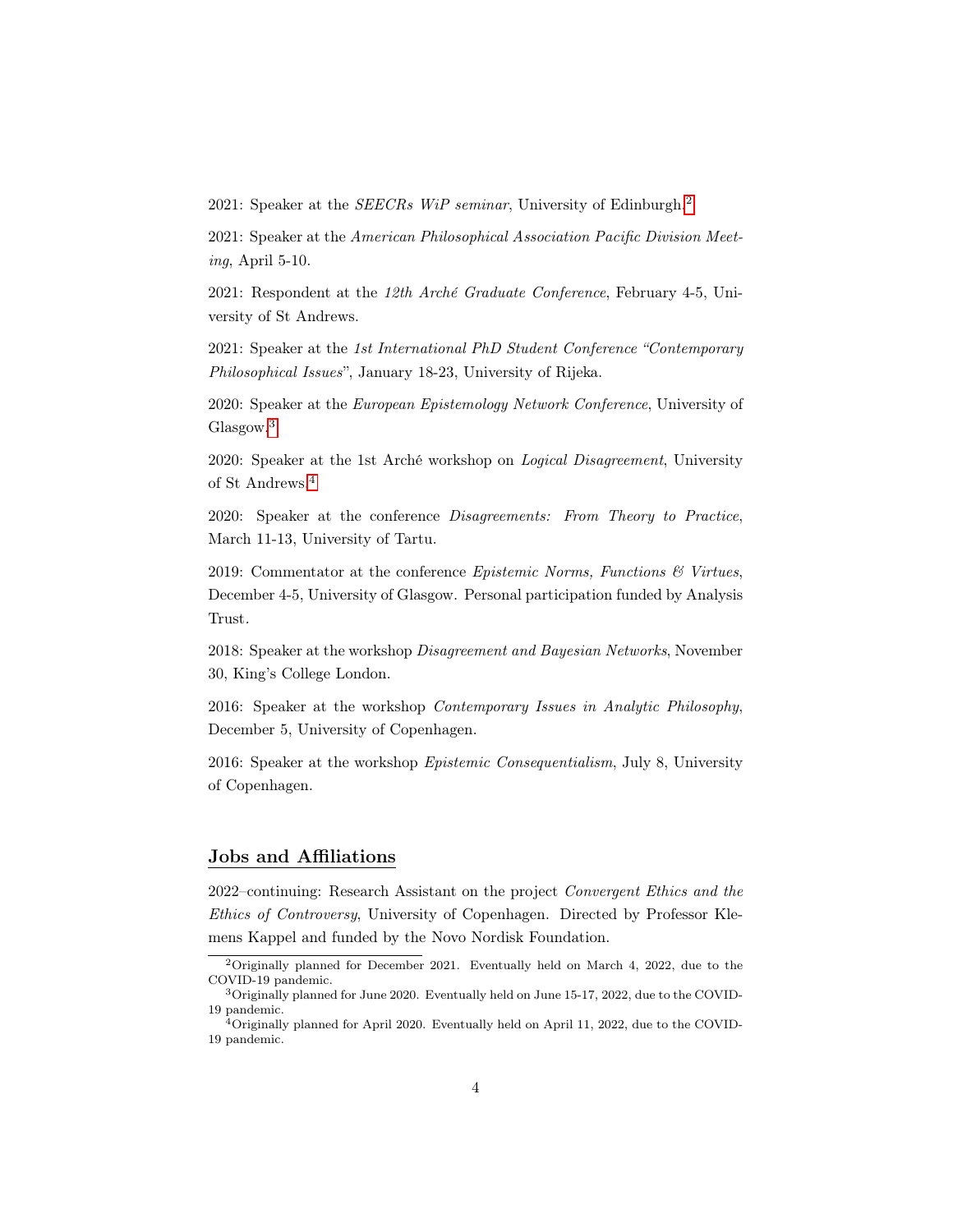2021: Speaker at the *SEECRs WiP seminar*, University of Edinburgh.[2]

2021: Speaker at the *American Philosophical Association Pacific Division Meeting*, April 5-10.

2021: Respondent at the *12th Arché Graduate Conference*, February 4-5, University of St Andrews.

2021: Speaker at the *1st International PhD Student Conference "Contemporary Philosophical Issues"*, January 18-23, University of Rijeka.

2020: Speaker at the *European Epistemology Network Conference*, University of Glasgow.[3]

2020: Speaker at the 1st Arché workshop on *Logical Disagreement*, University of St Andrews.[4]

2020: Speaker at the conference *Disagreements: From Theory to Practice*, March 11-13, University of Tartu.

2019: Commentator at the conference *Epistemic Norms, Functions & Virtues*, December 4-5, University of Glasgow. Personal participation funded by Analysis Trust.

2018: Speaker at the workshop *Disagreement and Bayesian Networks*, November 30, King's College London.

2016: Speaker at the workshop *Contemporary Issues in Analytic Philosophy*, December 5, University of Copenhagen.

2016: Speaker at the workshop *Epistemic Consequentialism*, July 8, University of Copenhagen.

## Jobs and Affiliations

2022–continuing: Research Assistant on the project *Convergent Ethics and the Ethics of Controversy*, University of Copenhagen. Directed by Professor Klemens Kappel and funded by the Novo Nordisk Foundation.

---

[2] Originally planned for December 2021. Eventually held on March 4, 2022, due to the COVID-19 pandemic.

[3] Originally planned for June 2020. Eventually held on June 15-17, 2022, due to the COVID-19 pandemic.

[4] Originally planned for April 2020. Eventually held on April 11, 2022, due to the COVID-19 pandemic.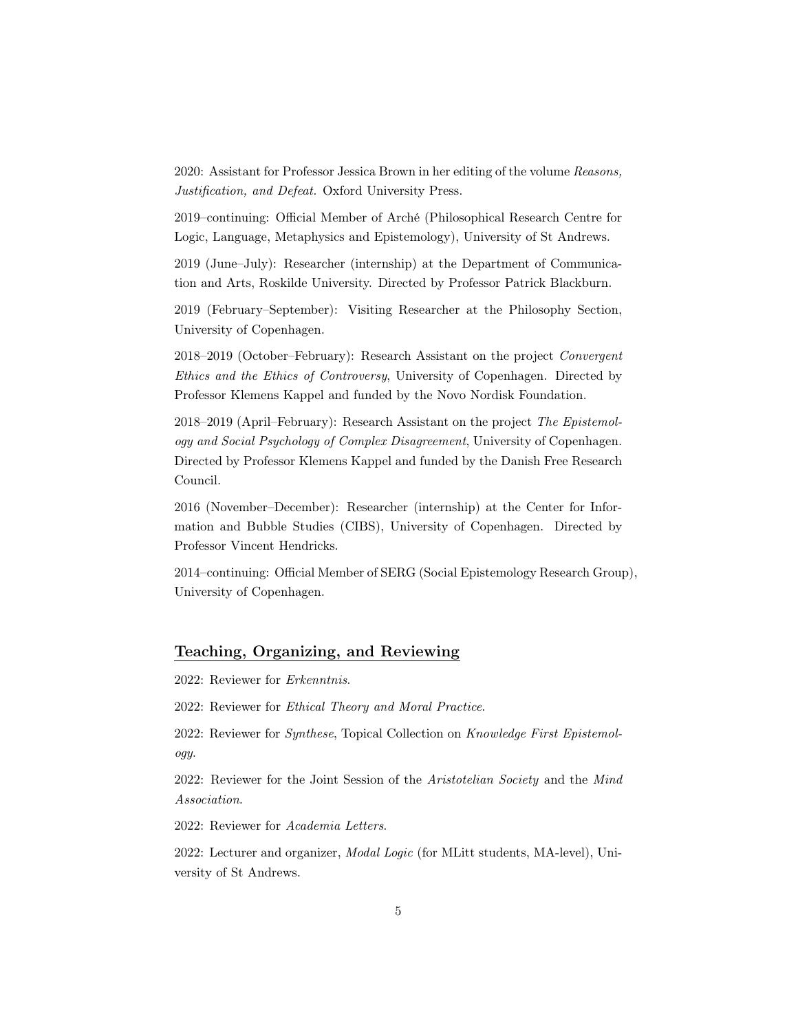2020: Assistant for Professor Jessica Brown in her editing of the volume *Reasons, Justification, and Defeat.* Oxford University Press.

2019–continuing: Official Member of Arché (Philosophical Research Centre for Logic, Language, Metaphysics and Epistemology), University of St Andrews.

2019 (June–July): Researcher (internship) at the Department of Communication and Arts, Roskilde University. Directed by Professor Patrick Blackburn.

2019 (February–September): Visiting Researcher at the Philosophy Section, University of Copenhagen.

2018–2019 (October–February): Research Assistant on the project *Convergent Ethics and the Ethics of Controversy*, University of Copenhagen. Directed by Professor Klemens Kappel and funded by the Novo Nordisk Foundation.

2018–2019 (April–February): Research Assistant on the project *The Epistemology and Social Psychology of Complex Disagreement*, University of Copenhagen. Directed by Professor Klemens Kappel and funded by the Danish Free Research Council.

2016 (November–December): Researcher (internship) at the Center for Information and Bubble Studies (CIBS), University of Copenhagen. Directed by Professor Vincent Hendricks.

2014–continuing: Official Member of SERG (Social Epistemology Research Group), University of Copenhagen.

## Teaching, Organizing, and Reviewing

2022: Reviewer for *Erkenntnis*.

2022: Reviewer for *Ethical Theory and Moral Practice*.

2022: Reviewer for *Synthese*, Topical Collection on *Knowledge First Epistemology*.

2022: Reviewer for the Joint Session of the *Aristotelian Society* and the *Mind Association*.

2022: Reviewer for *Academia Letters*.

2022: Lecturer and organizer, *Modal Logic* (for MLitt students, MA-level), University of St Andrews.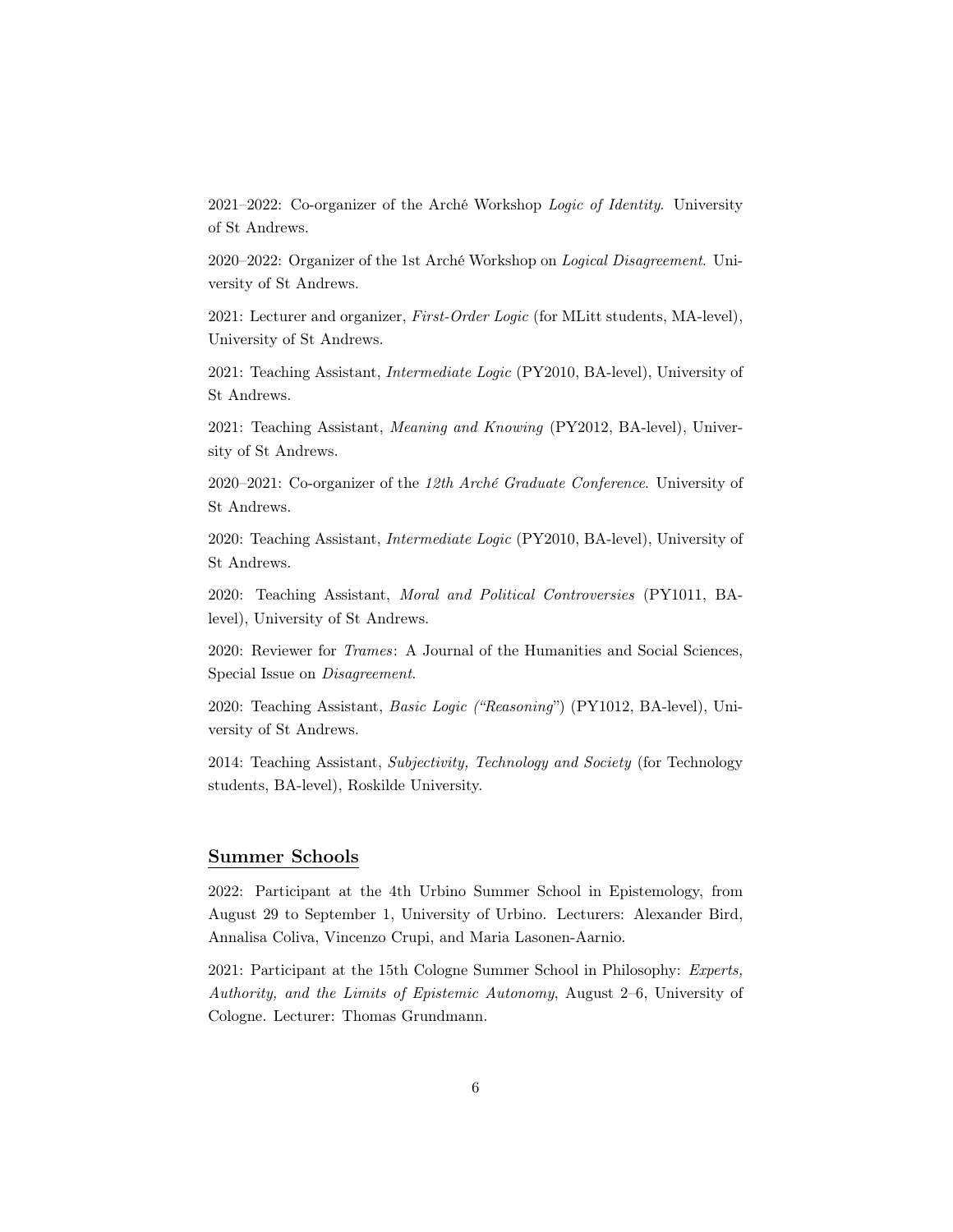2021–2022: Co-organizer of the Arché Workshop *Logic of Identity*. University of St Andrews.

2020–2022: Organizer of the 1st Arché Workshop on *Logical Disagreement*. University of St Andrews.

2021: Lecturer and organizer, *First-Order Logic* (for MLitt students, MA-level), University of St Andrews.

2021: Teaching Assistant, *Intermediate Logic* (PY2010, BA-level), University of St Andrews.

2021: Teaching Assistant, *Meaning and Knowing* (PY2012, BA-level), University of St Andrews.

2020–2021: Co-organizer of the *12th Arché Graduate Conference*. University of St Andrews.

2020: Teaching Assistant, *Intermediate Logic* (PY2010, BA-level), University of St Andrews.

2020: Teaching Assistant, *Moral and Political Controversies* (PY1011, BA-level), University of St Andrews.

2020: Reviewer for *Trames*: A Journal of the Humanities and Social Sciences, Special Issue on *Disagreement*.

2020: Teaching Assistant, *Basic Logic ("Reasoning")* (PY1012, BA-level), University of St Andrews.

2014: Teaching Assistant, *Subjectivity, Technology and Society* (for Technology students, BA-level), Roskilde University.

## Summer Schools

2022: Participant at the 4th Urbino Summer School in Epistemology, from August 29 to September 1, University of Urbino. Lecturers: Alexander Bird, Annalisa Coliva, Vincenzo Crupi, and Maria Lasonen-Aarnio.

2021: Participant at the 15th Cologne Summer School in Philosophy: *Experts, Authority, and the Limits of Epistemic Autonomy*, August 2–6, University of Cologne. Lecturer: Thomas Grundmann.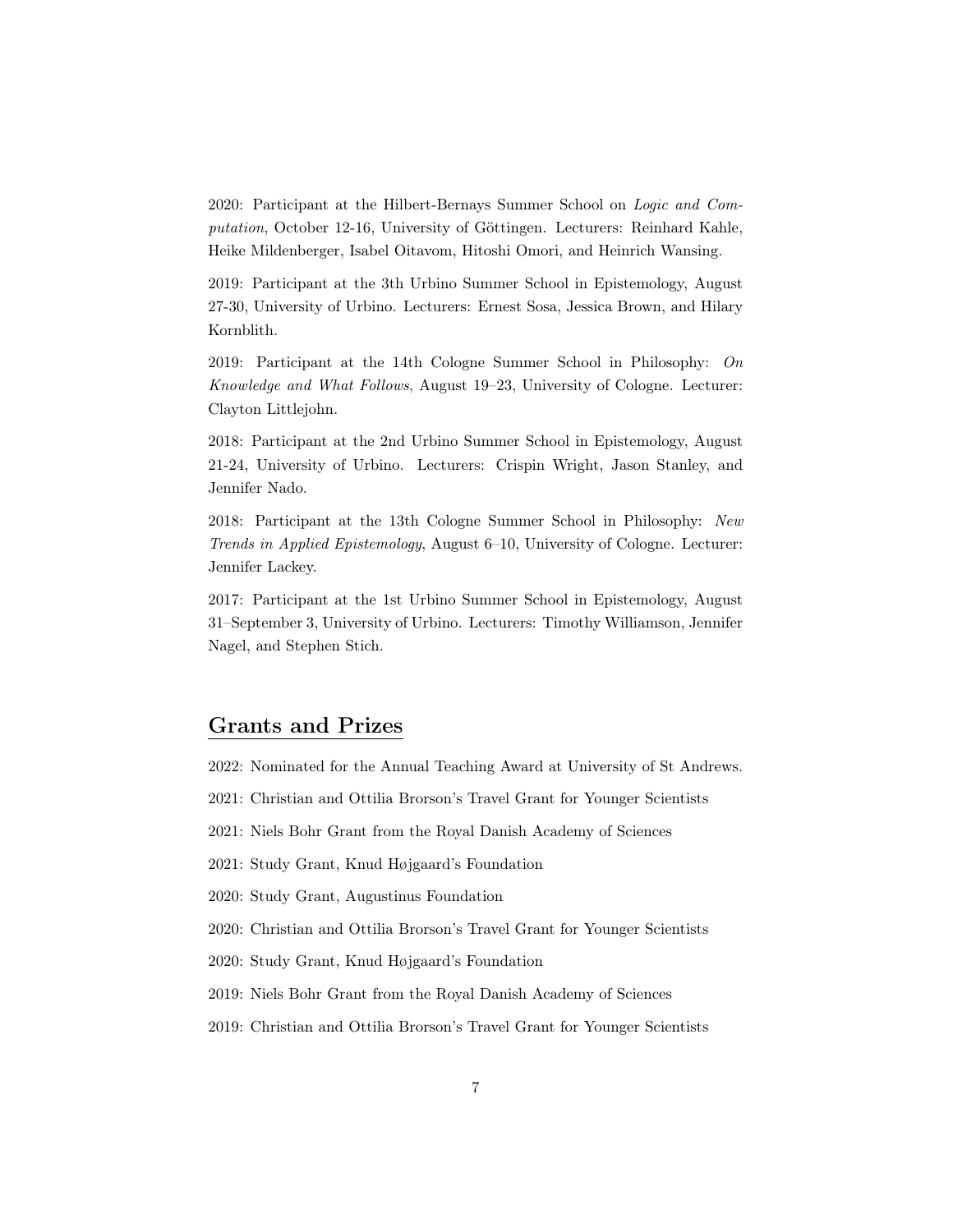2020: Participant at the Hilbert-Bernays Summer School on *Logic and Computation*, October 12-16, University of Göttingen. Lecturers: Reinhard Kahle, Heike Mildenberger, Isabel Oitavom, Hitoshi Omori, and Heinrich Wansing.

2019: Participant at the 3th Urbino Summer School in Epistemology, August 27-30, University of Urbino. Lecturers: Ernest Sosa, Jessica Brown, and Hilary Kornblith.

2019: Participant at the 14th Cologne Summer School in Philosophy: *On Knowledge and What Follows*, August 19–23, University of Cologne. Lecturer: Clayton Littlejohn.

2018: Participant at the 2nd Urbino Summer School in Epistemology, August 21-24, University of Urbino. Lecturers: Crispin Wright, Jason Stanley, and Jennifer Nado.

2018: Participant at the 13th Cologne Summer School in Philosophy: *New Trends in Applied Epistemology*, August 6–10, University of Cologne. Lecturer: Jennifer Lackey.

2017: Participant at the 1st Urbino Summer School in Epistemology, August 31–September 3, University of Urbino. Lecturers: Timothy Williamson, Jennifer Nagel, and Stephen Stich.

## Grants and Prizes

2022: Nominated for the Annual Teaching Award at University of St Andrews.

2021: Christian and Ottilia Brorson's Travel Grant for Younger Scientists

2021: Niels Bohr Grant from the Royal Danish Academy of Sciences

2021: Study Grant, Knud Højgaard's Foundation

2020: Study Grant, Augustinus Foundation

2020: Christian and Ottilia Brorson's Travel Grant for Younger Scientists

2020: Study Grant, Knud Højgaard's Foundation

2019: Niels Bohr Grant from the Royal Danish Academy of Sciences

2019: Christian and Ottilia Brorson's Travel Grant for Younger Scientists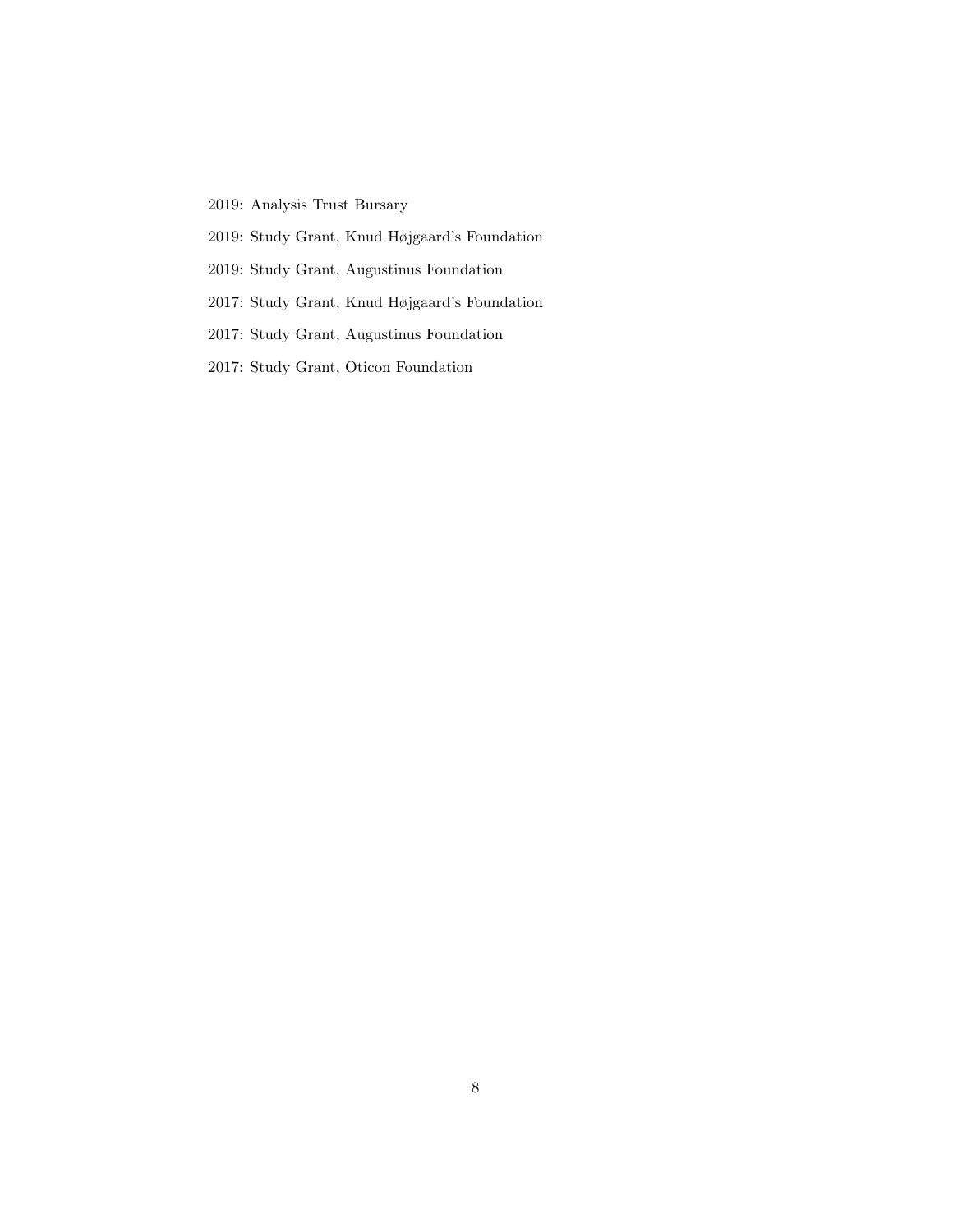2019: Analysis Trust Bursary

2019: Study Grant, Knud Højgaard's Foundation

2019: Study Grant, Augustinus Foundation

2017: Study Grant, Knud Højgaard's Foundation

2017: Study Grant, Augustinus Foundation

2017: Study Grant, Oticon Foundation